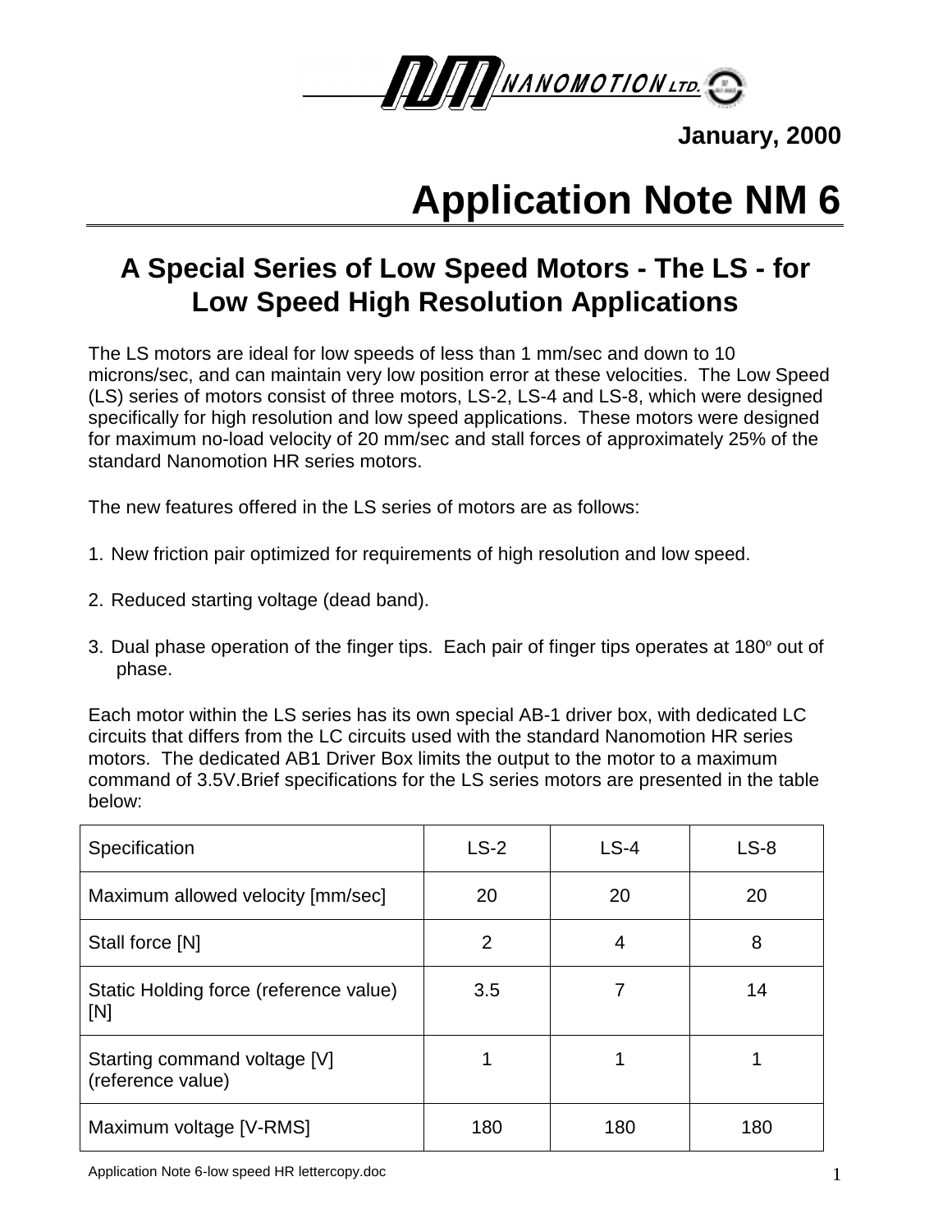NANOMOTION LTD.

**January, 2000**

# Application Note NM 6

## A Special Series of Low Speed Motors - The LS - for Low Speed High Resolution Applications

The LS motors are ideal for low speeds of less than 1 mm/sec and down to 10 microns/sec, and can maintain very low position error at these velocities. The Low Speed (LS) series of motors consist of three motors, LS-2, LS-4 and LS-8, which were designed specifically for high resolution and low speed applications. These motors were designed for maximum no-load velocity of 20 mm/sec and stall forces of approximately 25% of the standard Nanomotion HR series motors.

The new features offered in the LS series of motors are as follows:

1. New friction pair optimized for requirements of high resolution and low speed.

2. Reduced starting voltage (dead band).

3. Dual phase operation of the finger tips. Each pair of finger tips operates at 180$^o$ out of phase.

Each motor within the LS series has its own special AB-1 driver box, with dedicated LC circuits that differs from the LC circuits used with the standard Nanomotion HR series motors. The dedicated AB1 Driver Box limits the output to the motor to a maximum command of 3.5V.Brief specifications for the LS series motors are presented in the table below:

| Specification | LS-2 | LS-4 | LS-8 |
|---|---|---|---|
| Maximum allowed velocity [mm/sec] | 20 | 20 | 20 |
| Stall force [N] | 2 | 4 | 8 |
| Static Holding force (reference value) [N] | 3.5 | 7 | 14 |
| Starting command voltage [V] (reference value) | 1 | 1 | 1 |
| Maximum voltage [V-RMS] | 180 | 180 | 180 |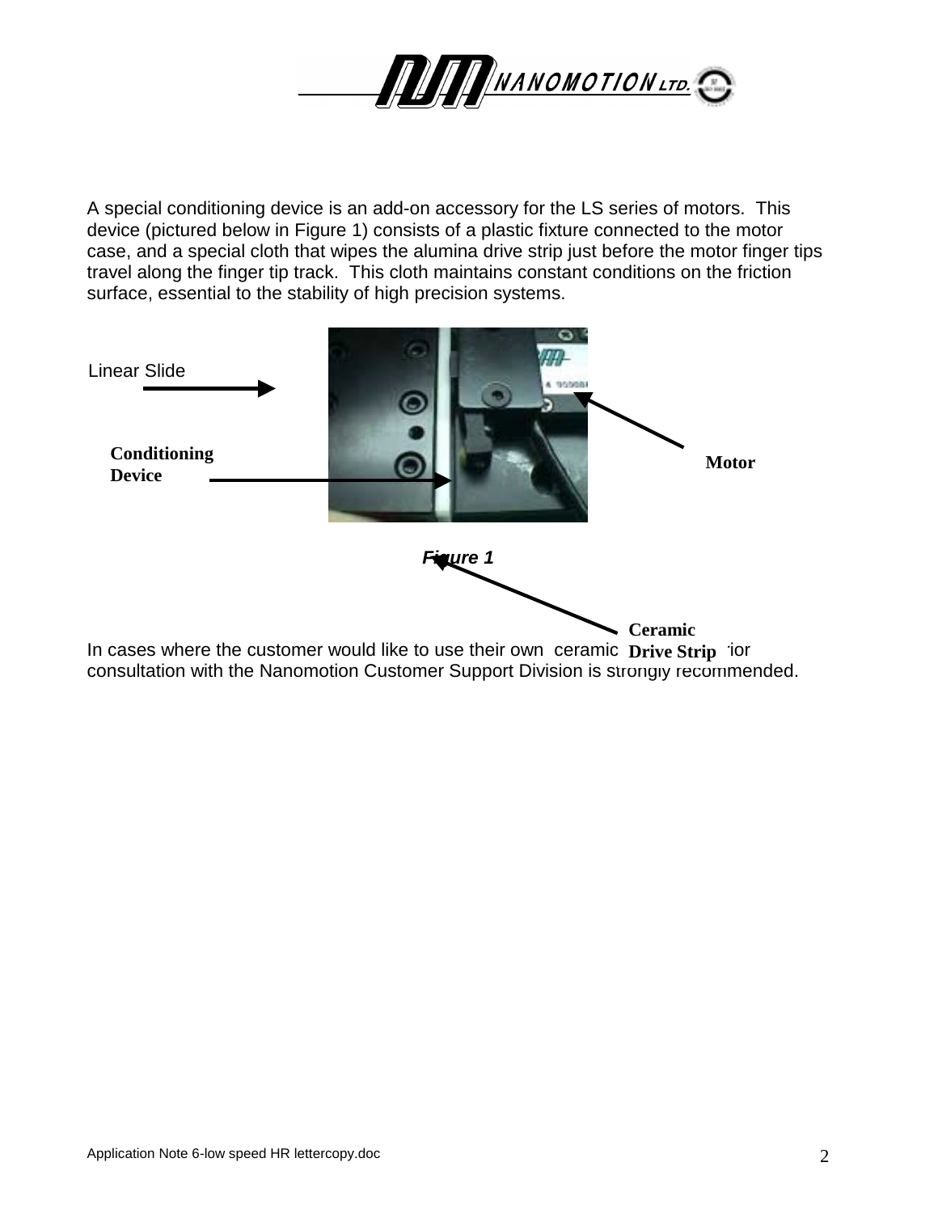A special conditioning device is an add-on accessory for the LS series of motors. This device (pictured below in Figure 1) consists of a plastic fixture connected to the motor case, and a special cloth that wipes the alumina drive strip just before the motor finger tips travel along the finger tip track. This cloth maintains constant conditions on the friction surface, essential to the stability of high precision systems.

Linear Slide

**Conditioning Device**

**Motor**

***Figure 1***

**Ceramic Drive Strip**

In cases where the customer would like to use their own ceramic ... prior consultation with the Nanomotion Customer Support Division is strongly recommended.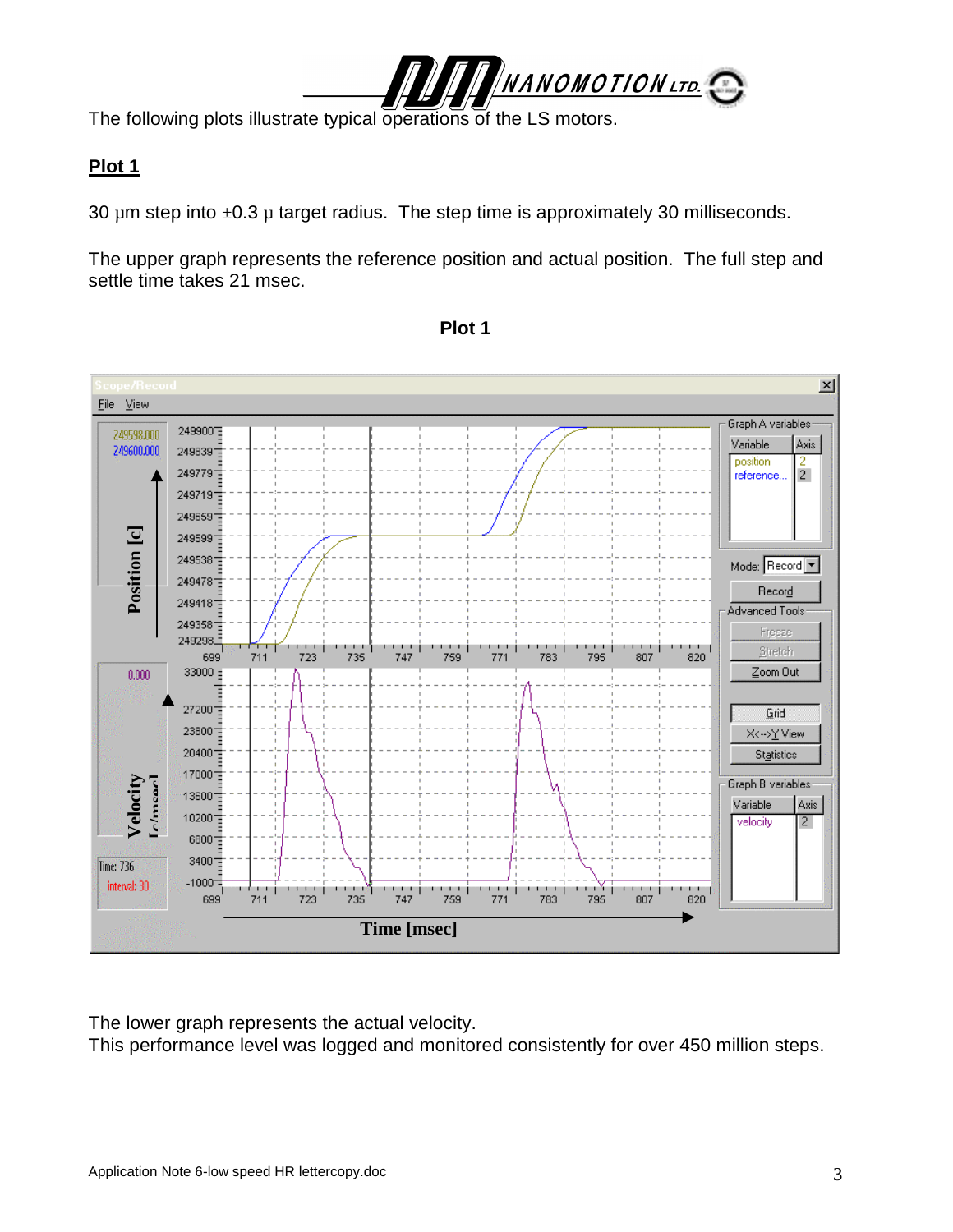The following plots illustrate typical operations of the LS motors.

**Plot 1**

30 μm step into ±0.3 μ target radius. The step time is approximately 30 milliseconds.

The upper graph represents the reference position and actual position. The full step and settle time takes 21 msec.

**Plot 1**

The lower graph represents the actual velocity.
This performance level was logged and monitored consistently for over 450 million steps.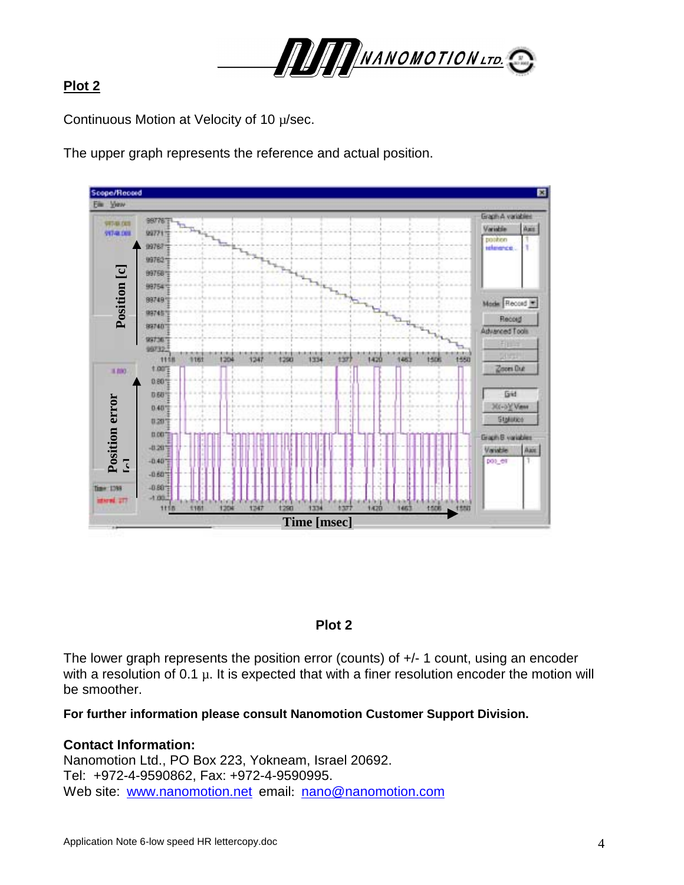## Plot 2

Continuous Motion at Velocity of 10 μ/sec.

The upper graph represents the reference and actual position.

Scope/Record

File View

Position [c]

99776
99771
99767
99762
99758
99754
99749
99745
99740
99736
99732

1118 1161 1204 1247 1290 1334 1377 1420 1463 1506 1550

Position error [c]

1.00
0.80
0.60
0.40
0.20
0.00
-0.20
-0.40
-0.60
-0.80
-1.00

1118 1161 1204 1247 1290 1334 1377 1420 1463 1506 1550

Time [msec]

Graph A variables

Variable Axis

position 1

reference 1

Mode Record

Record

Advanced Tools

Zoom Out

Grid

Statistics

Graph B variables

Variable Axis

pos_err 1

**Plot 2**

The lower graph represents the position error (counts) of +/- 1 count, using an encoder with a resolution of 0.1 μ. It is expected that with a finer resolution encoder the motion will be smoother.

**For further information please consult Nanomotion Customer Support Division.**

**Contact Information:**
Nanomotion Ltd., PO Box 223, Yokneam, Israel 20692.
Tel: +972-4-9590862, Fax: +972-4-9590995.
Web site: www.nanomotion.net email: nano@nanomotion.com

Application Note 6-low speed HR lettercopy.doc